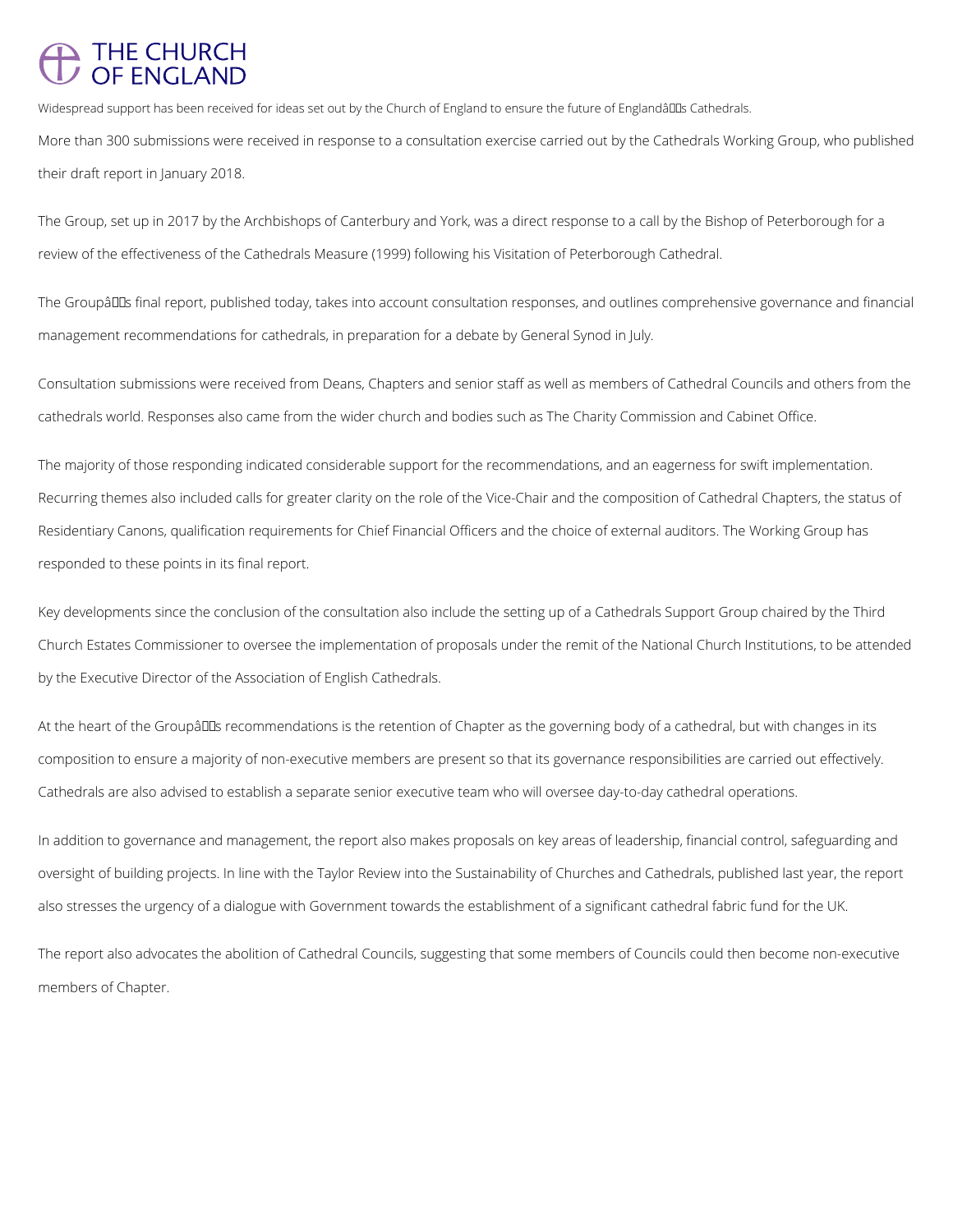# THE CHURCH OF ENGLAND

Widespread support has been received for ideas set out by the Church of England to ensure the future of Englandâs Cathedrals.

More than 300 submissions were received in response to a consultation exercise carried out by the Cathedrals Working Group, who published their draft report in January 2018.

The Group, set up in 2017 by the Archbishops of Canterbury and York, was a direct response to a call by the Bishop of Peterborough for a review of the effectiveness of the Cathedrals Measure (1999) following his Visitation of Peterborough Cathedral.

The Groupâs final report, published today, takes into account consultation responses, and outlines comprehensive governance and financial management recommendations for cathedrals, in preparation for a debate by General Synod in July.

Consultation submissions were received from Deans, Chapters and senior staff as well as members of Cathedral Councils and others from the cathedrals world. Responses also came from the wider church and bodies such as The Charity Commission and Cabinet Office.

The majority of those responding indicated considerable support for the recommendations, and an eagerness for swift implementation. Recurring themes also included calls for greater clarity on the role of the Vice-Chair and the composition of Cathedral Chapters, the status of Residentiary Canons, qualification requirements for Chief Financial Officers and the choice of external auditors. The Working Group has responded to these points in its final report.

Key developments since the conclusion of the consultation also include the setting up of a Cathedrals Support Group chaired by the Third Church Estates Commissioner to oversee the implementation of proposals under the remit of the National Church Institutions, to be attended by the Executive Director of the Association of English Cathedrals.

At the heart of the Groupâs recommendations is the retention of Chapter as the governing body of a cathedral, but with changes in its composition to ensure a majority of non-executive members are present so that its governance responsibilities are carried out effectively. Cathedrals are also advised to establish a separate senior executive team who will oversee day-to-day cathedral operations.

In addition to governance and management, the report also makes proposals on key areas of leadership, financial control, safeguarding and oversight of building projects. In line with the Taylor Review into the Sustainability of Churches and Cathedrals, published last year, the report also stresses the urgency of a dialogue with Government towards the establishment of a significant cathedral fabric fund for the UK.

The report also advocates the abolition of Cathedral Councils, suggesting that some members of Councils could then become non-executive members of Chapter.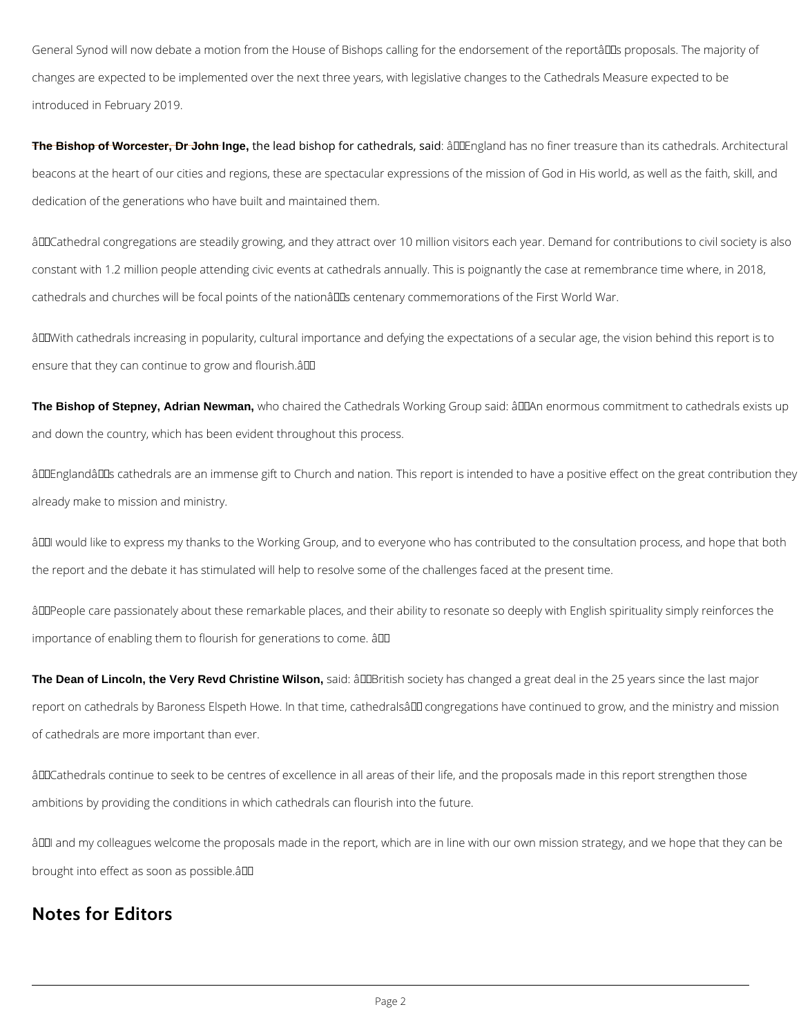General Synod will now debate a motion from the House of Bishops calling for the endorsement of the report’s proposals. The majority of changes are expected to be implemented over the next three years, with legislative changes to the Cathedrals Measure expected to be introduced in February 2019.

**The Bishop of Worcester, Dr John Inge,** the lead bishop for cathedrals, said: “England has no finer treasure than its cathedrals. Architectural beacons at the heart of our cities and regions, these are spectacular expressions of the mission of God in His world, as well as the faith, skill, and dedication of the generations who have built and maintained them.

“Cathedral congregations are steadily growing, and they attract over 10 million visitors each year. Demand for contributions to civil society is also constant with 1.2 million people attending civic events at cathedrals annually. This is poignantly the case at remembrance time where, in 2018, cathedrals and churches will be focal points of the nation’s centenary commemorations of the First World War.

“With cathedrals increasing in popularity, cultural importance and defying the expectations of a secular age, the vision behind this report is to ensure that they can continue to grow and flourish.”

**The Bishop of Stepney, Adrian Newman,** who chaired the Cathedrals Working Group said: “An enormous commitment to cathedrals exists up and down the country, which has been evident throughout this process.

“England’s cathedrals are an immense gift to Church and nation. This report is intended to have a positive effect on the great contribution they already make to mission and ministry.

“I would like to express my thanks to the Working Group, and to everyone who has contributed to the consultation process, and hope that both the report and the debate it has stimulated will help to resolve some of the challenges faced at the present time.

“People care passionately about these remarkable places, and their ability to resonate so deeply with English spirituality simply reinforces the importance of enabling them to flourish for generations to come. ”

**The Dean of Lincoln, the Very Revd Christine Wilson,** said: “British society has changed a great deal in the 25 years since the last major report on cathedrals by Baroness Elspeth Howe. In that time, cathedrals’ congregations have continued to grow, and the ministry and mission of cathedrals are more important than ever.

“Cathedrals continue to seek to be centres of excellence in all areas of their life, and the proposals made in this report strengthen those ambitions by providing the conditions in which cathedrals can flourish into the future.

“I and my colleagues welcome the proposals made in the report, which are in line with our own mission strategy, and we hope that they can be brought into effect as soon as possible.”

## Notes for Editors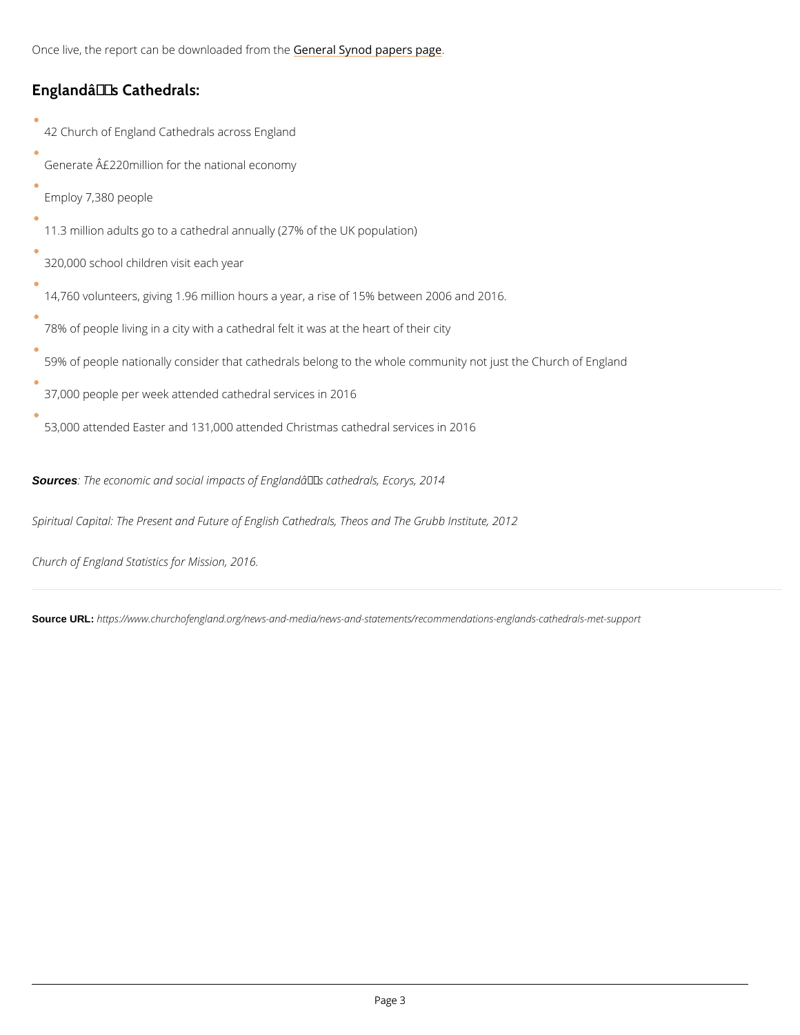Once live, the report can be downloaded from the General Synod papers page.

## Englandâs Cathedrals:

- 42 Church of England Cathedrals across England
- Generate Â£220million for the national economy
- Employ 7,380 people
- 11.3 million adults go to a cathedral annually (27% of the UK population)
- 320,000 school children visit each year
- 14,760 volunteers, giving 1.96 million hours a year, a rise of 15% between 2006 and 2016.
- 78% of people living in a city with a cathedral felt it was at the heart of their city
- 59% of people nationally consider that cathedrals belong to the whole community not just the Church of England
- 37,000 people per week attended cathedral services in 2016
- 53,000 attended Easter and 131,000 attended Christmas cathedral services in 2016

**Sources**: *The economic and social impacts of Englandâs cathedrals, Ecorys, 2014*

*Spiritual Capital: The Present and Future of English Cathedrals, Theos and The Grubb Institute, 2012*

*Church of England Statistics for Mission, 2016.*

---

**Source URL:** *https://www.churchofengland.org/news-and-media/news-and-statements/recommendations-englands-cathedrals-met-support*